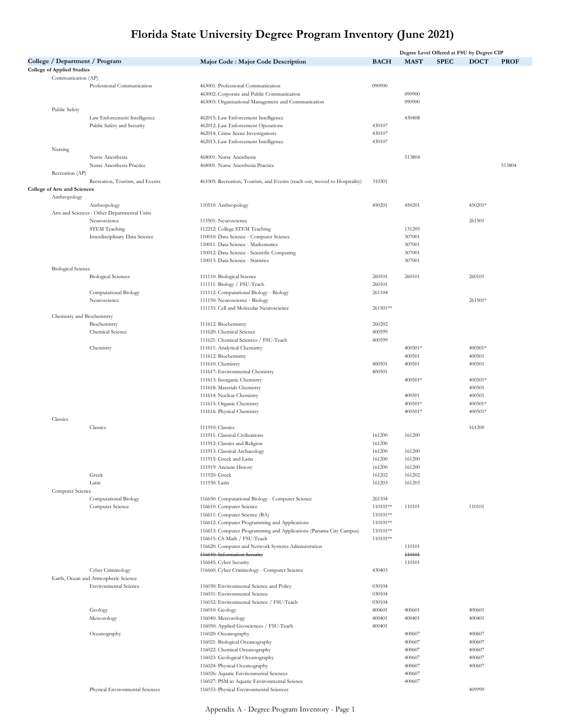# Florida State University Degree Program Inventory (June 2021)

| College / Department / Program | | | Major Code : Major Code Description | Degree Level Offered at FSU by Degree CIP | | | | |
|---|---|---|---|---|---|---|---|---|
| | | | | BACH | MAST | SPEC | DOCT | PROF |
| **College of Applied Studies** | | | | | | | | |
| | Communication (AP) | | | | | | | |
| | | Professional Communication | 463001: Professional Communication | 090900 | | | | |
| | | | 463002: Corporate and Public Communication | | 090900 | | | |
| | | | 463003: Organizational Management and Communication | | 090900 | | | |
| | Public Safety | | | | | | | |
| | | Law Enforcement Intelligence | 462015: Law Enforcement Intelligence | | 430408 | | | |
| | | Public Safety and Security | 462012: Law Enforcement Operations | 430107 | | | | |
| | | | 462014: Crime Scene Investigations | 430107 | | | | |
| | | | 462013: Law Enforcement Intelligence | 430107 | | | | |
| | Nursing | | | | | | | |
| | | Nurse Anesthesia | 468001: Nurse Anesthesia | | 513804 | | | |
| | | Nurse Anesthesia Practice | 468001: Nurse Anesthesia Practice | | | | | 513804 |
| | Recreation (AP) | | | | | | | |
| | | Recreation, Tourism, and Events | 461005: Recreation, Tourism, and Events (teach out, moved to Hospitality) | 310301 | | | | |
| **College of Arts and Sciences** | | | | | | | | |
| | Anthropology | | | | | | | |
| | | Anthropology | 110510: Anthropology | 450201 | 450201 | | 450201* | |
| | Arts and Sciences : Other Departmental Units | | | | | | | |
| | | Neuroscience | 115501: Neuroscience | | | | 261501 | |
| | | STEM Teaching | 112212: College STEM Teaching | | 131205 | | | |
| | | Interdisciplinary Data Science | 110010: Data Science - Computer Science | | 307001 | | | |
| | | | 110011: Data Science - Mathematics | | 307001 | | | |
| | | | 110012: Data Science - Scientific Computing | | 307001 | | | |
| | | | 110013: Data Science - Statistics | | 307001 | | | |
| | Biological Science | | | | | | | |
| | | Biological Sciences | 111110: Biological Science | 260101 | 260101 | | 260101 | |
| | | | 111111: Biology / FSU-Teach | 260101 | | | | |
| | | Computational Biology | 111112: Computational Biology - Biology | 261104 | | | | |
| | | Neuroscience | 111150: Neuroscience - Biology | | | | 261501* | |
| | | | 111155: Cell and Molecular Neuroscience | 261501** | | | | |
| | Chemistry and Biochemistry | | | | | | | |
| | | Biochemistry | 111612: Biochemistry | 260202 | | | | |
| | | Chemical Science | 111620: Chemical Science | 400599 | | | | |
| | | | 111621: Chemical Sciences / FSU-Teach | 400599 | | | | |
| | | Chemistry | 111611: Analytical Chemistry | | 400501* | | 400501* | |
| | | | 111612: Biochemistry | | 400501 | | 400501 | |
| | | | 111610: Chemistry | 400501 | 400501 | | 400501 | |
| | | | 111617: Environmental Chemistry | 400501 | | | | |
| | | | 111613: Inorganic Chemistry | | 400501* | | 400501* | |
| | | | 111618: Materials Chemistry | | | | 400501 | |
| | | | 111614: Nuclear Chemistry | | 400501 | | 400501 | |
| | | | 111615: Organic Chemistry | | 400501* | | 400501* | |
| | | | 111616: Physical Chemistry | | 400501* | | 400501* | |
| | Classics | | | | | | | |
| | | Classics | 111910: Classics | | | | 161200 | |
| | | | 111911: Classical Civilizations | 161200 | 161200 | | | |
| | | | 111912: Classics and Religion | 161200 | | | | |
| | | | 111913: Classical Archaeology | 161200 | 161200 | | | |
| | | | 111915: Greek and Latin | 161200 | 161200 | | | |
| | | | 111919: Ancient History | 161200 | 161200 | | | |
| | | Greek | 111920: Greek | 161202 | 161202 | | | |
| | | Latin | 111930: Latin | 161203 | 161203 | | | |
| | Computer Science | | | | | | | |
| | | Computational Biology | 116650: Computational Biology - Computer Science | 261104 | | | | |
| | | Computer Science | 116610: Computer Science | 110101** | 110101 | | 110101 | |
| | | | 116611: Computer Science (BA) | 110101** | | | | |
| | | | 116612: Computer Programming and Applications | 110101** | | | | |
| | | | 116613: Computer Programming and Applications (Panama City Campus) | 110101** | | | | |
| | | | 116615: CS-Math / FSU-Teach | 110101** | | | | |
| | | | 116620: Computer and Network Systems Administration | | 110101 | | | |
| | | | ~~116640: Information Security~~ | | ~~110101~~ | | | |
| | | | 116645: Cyber Security | | 110101 | | | |
| | | Cyber Criminology | 116660: Cyber Criminology - Computer Science | 430403 | | | | |
| | Earth, Ocean and Atmospheric Science | | | | | | | |
| | | Environmental Science | 116030: Environmental Science and Policy | 030104 | | | | |
| | | | 116031: Environmental Science | 030104 | | | | |
| | | | 116032: Environmental Science / FSU-Teach | 030104 | | | | |
| | | Geology | 116010: Geology | 400601 | 400601 | | 400601 | |
| | | Meteorology | 116040: Meteorology | 400401 | 400401 | | 400401 | |
| | | | 116050: Applied Geosciences / FSU-Teach | 400401 | | | | |
| | | Oceanography | 116020: Oceanography | | 400607 | | 400607 | |
| | | | 116021: Biological Oceanography | | 400607 | | 400607 | |
| | | | 116022: Chemical Oceanography | | 400607 | | 400607 | |
| | | | 116023: Geological Oceanography | | 400607 | | 400607 | |
| | | | 116024: Physical Oceanography | | 400607 | | 400607 | |
| | | | 116026: Aquatic Environmental Sciences | | 400607 | | | |
| | | | 116027: PSM in Aquatic Environmental Science | | 400607 | | | |
| | | Physical Environmental Sciences | 116033: Physical Environmental Sciences | | | | 409999 | |

Appendix A - Degree Program Inventory - Page 1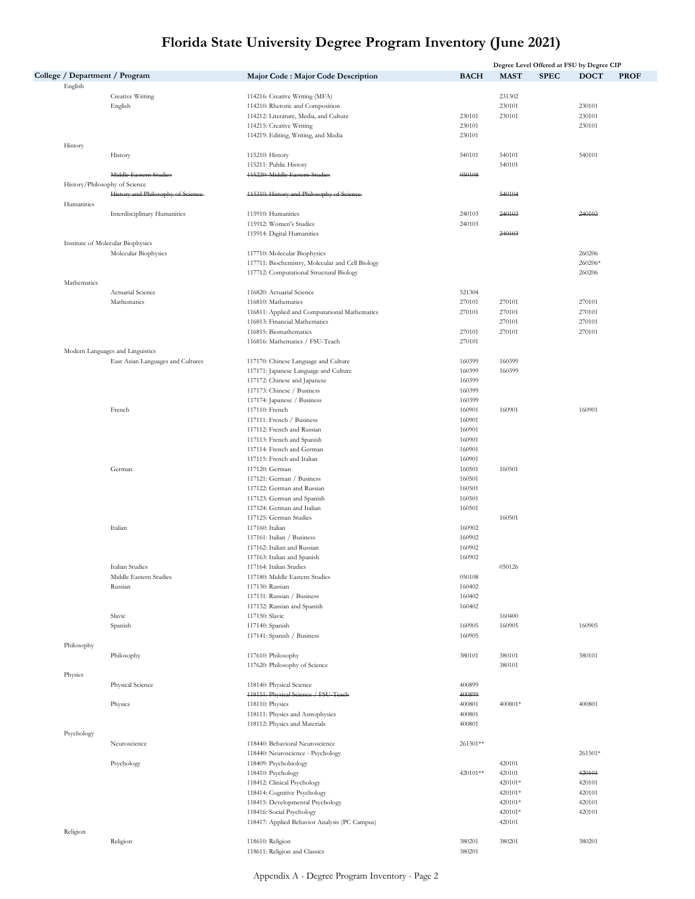# Florida State University Degree Program Inventory (June 2021)

| College / Department / Program | | Major Code : Major Code Description | Degree Level Offered at FSU by Degree CIP | | | | |
|---|---|---|---|---|---|---|---|
| | | | BACH | MAST | SPEC | DOCT | PROF |
| English | | | | | | | |
| | Creative Writing | 114216: Creative Writing (MFA) | | 231302 | | | |
| | English | 114210: Rhetoric and Composition | | 230101 | | 230101 | |
| | | 114212: Literature, Media, and Culture | 230101 | 230101 | | 230101 | |
| | | 114215: Creative Writing | 230101 | | | 230101 | |
| | | 114219: Editing, Writing, and Media | 230101 | | | | |
| History | | | | | | | |
| | History | 115210: History | 540101 | 540101 | | 540101 | |
| | | 115211: Public History | | 540101 | | | |
| | ~~Middle Eastern Studies~~ | ~~115220: Middle Eastern Studies~~ | ~~050108~~ | | | | |
| History/Philosophy of Science | | | | | | | |
| | ~~History and Philosophy of Science~~ | ~~115310: History and Philosophy of Science~~ | | ~~540104~~ | | | |
| Humanities | | | | | | | |
| | Interdisciplinary Humanities | 115910: Humanities | 240103 | ~~240103~~ | | ~~240103~~ | |
| | | 115912: Women's Studies | 240103 | | | | |
| | | 115914: Digital Humanities | | ~~240103~~ | | | |
| Institute of Molecular Biophysics | | | | | | | |
| | Molecular Biophysics | 117710: Molecular Biophysics | | | | 260206 | |
| | | 117711: Biochemistry, Molecular and Cell Biology | | | | 260206* | |
| | | 117712: Computational Structural Biology | | | | 260206 | |
| Mathematics | | | | | | | |
| | Actuarial Science | 116820: Actuarial Science | 521304 | | | | |
| | Mathematics | 116810: Mathematics | 270101 | 270101 | | 270101 | |
| | | 116811: Applied and Computational Mathematics | 270101 | 270101 | | 270101 | |
| | | 116813: Financial Mathematics | | 270101 | | 270101 | |
| | | 116815: Biomathematics | 270101 | 270101 | | 270101 | |
| | | 116816: Mathematics / FSU-Teach | 270101 | | | | |
| Modern Languages and Linguistics | | | | | | | |
| | East Asian Languages and Cultures | 117170: Chinese Language and Culture | 160399 | 160399 | | | |
| | | 117171: Japanese Language and Culture | 160399 | 160399 | | | |
| | | 117172: Chinese and Japanese | 160399 | | | | |
| | | 117173: Chinese / Business | 160399 | | | | |
| | | 117174: Japanese / Business | 160399 | | | | |
| | French | 117110: French | 160901 | 160901 | | 160901 | |
| | | 117111: French / Business | 160901 | | | | |
| | | 117112: French and Russian | 160901 | | | | |
| | | 117113: French and Spanish | 160901 | | | | |
| | | 117114: French and German | 160901 | | | | |
| | | 117115: French and Italian | 160901 | | | | |
| | German | 117120: German | 160501 | 160501 | | | |
| | | 117121: German / Business | 160501 | | | | |
| | | 117122: German and Russian | 160501 | | | | |
| | | 117123: German and Spanish | 160501 | | | | |
| | | 117124: German and Italian | 160501 | | | | |
| | | 117125: German Studies | | 160501 | | | |
| | Italian | 117160: Italian | 160902 | | | | |
| | | 117161: Italian / Business | 160902 | | | | |
| | | 117162: Italian and Russian | 160902 | | | | |
| | | 117163: Italian and Spanish | 160902 | | | | |
| | Italian Studies | 117164: Italian Studies | | 050126 | | | |
| | Middle Eastern Studies | 117180: Middle Eastern Studies | 050108 | | | | |
| | Russian | 117130: Russian | 160402 | | | | |
| | | 117131: Russian / Business | 160402 | | | | |
| | | 117132: Russian and Spanish | 160402 | | | | |
| | Slavic | 117150: Slavic | | 160400 | | | |
| | Spanish | 117140: Spanish | 160905 | 160905 | | 160905 | |
| | | 117141: Spanish / Business | 160905 | | | | |
| Philosophy | | | | | | | |
| | Philosophy | 117610: Philosophy | 380101 | 380101 | | 380101 | |
| | | 117620: Philosophy of Science | | 380101 | | | |
| Physics | | | | | | | |
| | Physical Science | 118140: Physical Science | 400899 | | | | |
| | | ~~118151: Physical Science / FSU-Teach~~ | ~~400899~~ | | | | |
| | Physics | 118110: Physics | 400801 | 400801* | | 400801 | |
| | | 118111: Physics and Astrophysics | 400801 | | | | |
| | | 118112: Physics and Materials | 400801 | | | | |
| Psychology | | | | | | | |
| | Neuroscience | 118440: Behavioral Neuroscience | 261501** | | | | |
| | | 118440: Neuroscience - Psychology | | | | 261501* | |
| | Psychology | 118409: Psychobiology | | 420101 | | | |
| | | 118410: Psychology | 420101** | 420101 | | ~~420101~~ | |
| | | 118412: Clinical Psychology | | 420101* | | 420101 | |
| | | 118414: Cognitive Psychology | | 420101* | | 420101 | |
| | | 118415: Developmental Psychology | | 420101* | | 420101 | |
| | | 118416: Social Psychology | | 420101* | | 420101 | |
| | | 118417: Applied Behavior Analysis (PC Campus) | | 420101 | | | |
| Religion | | | | | | | |
| | Religion | 118610: Religion | 380201 | 380201 | | 380201 | |
| | | 118611: Religion and Classics | 380201 | | | | |

Appendix A - Degree Program Inventory - Page 2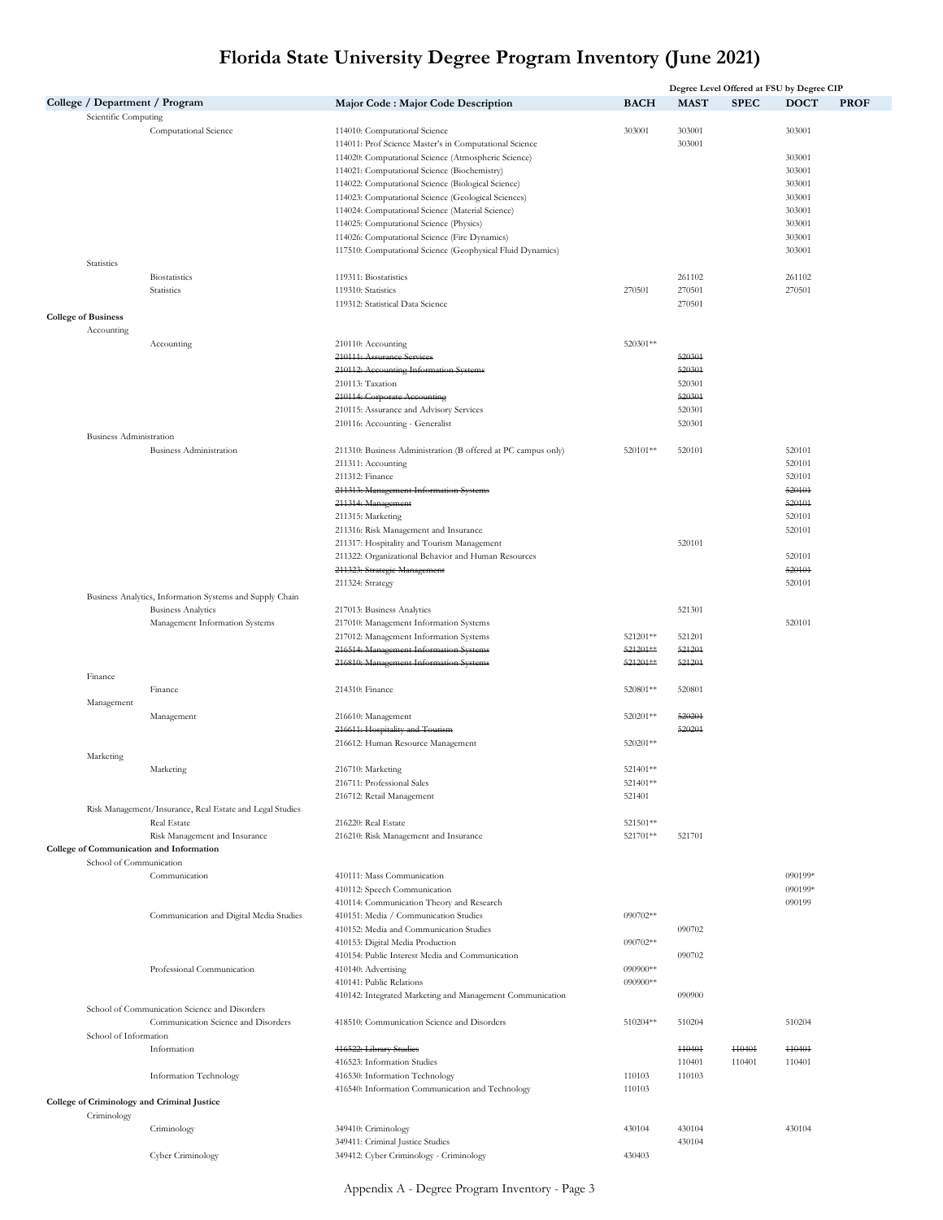# Florida State University Degree Program Inventory (June 2021)

| College / Department / Program | | Major Code : Major Code Description | BACH | MAST | SPEC | DOCT | PROF |
|---|---|---|---|---|---|---|---|
| | | | Degree Level Offered at FSU by Degree CIP | | | | |
| Scientific Computing | | | | | | | |
| | Computational Science | 114010: Computational Science | 303001 | 303001 | | 303001 | |
| | | 114011: Prof Science Master's in Computational Science | | 303001 | | | |
| | | 114020: Computational Science (Atmospheric Science) | | | | 303001 | |
| | | 114021: Computational Science (Biochemistry) | | | | 303001 | |
| | | 114022: Computational Science (Biological Science) | | | | 303001 | |
| | | 114023: Computational Science (Geological Sciences) | | | | 303001 | |
| | | 114024: Computational Science (Material Science) | | | | 303001 | |
| | | 114025: Computational Science (Physics) | | | | 303001 | |
| | | 114026: Computational Science (Fire Dynamics) | | | | 303001 | |
| | | 117510: Computational Science (Geophysical Fluid Dynamics) | | | | 303001 | |
| Statistics | | | | | | | |
| | Biostatistics | 119311: Biostatistics | | 261102 | | 261102 | |
| | Statistics | 119310: Statistics | 270501 | 270501 | | 270501 | |
| | | 119312: Statistical Data Science | | 270501 | | | |
| **College of Business** | | | | | | | |
| Accounting | | | | | | | |
| | Accounting | 210110: Accounting | 520301** | | | | |
| | | ~~210111: Assurance Services~~ | | ~~520301~~ | | | |
| | | ~~210112: Accounting Information Systems~~ | | ~~520301~~ | | | |
| | | 210113: Taxation | | 520301 | | | |
| | | ~~210114: Corporate Accounting~~ | | ~~520301~~ | | | |
| | | 210115: Assurance and Advisory Services | | 520301 | | | |
| | | 210116: Accounting - Generalist | | 520301 | | | |
| Business Administration | | | | | | | |
| | Business Administration | 211310: Business Administration (B offered at PC campus only) | 520101** | 520101 | | 520101 | |
| | | 211311: Accounting | | | | 520101 | |
| | | 211312: Finance | | | | 520101 | |
| | | ~~211313: Management Information Systems~~ | | | | ~~520101~~ | |
| | | ~~211314: Management~~ | | | | ~~520101~~ | |
| | | 211315: Marketing | | | | 520101 | |
| | | 211316: Risk Management and Insurance | | | | 520101 | |
| | | 211317: Hospitality and Tourism Management | | 520101 | | | |
| | | 211322: Organizational Behavior and Human Resources | | | | 520101 | |
| | | ~~211323: Strategic Management~~ | | | | ~~520101~~ | |
| | | 211324: Strategy | | | | 520101 | |
| Business Analytics, Information Systems and Supply Chain | | | | | | | |
| | Business Analytics | 217013: Business Analytics | | 521301 | | | |
| | Management Information Systems | 217010: Management Information Systems | | | | 520101 | |
| | | 217012: Management Information Systems | 521201** | 521201 | | | |
| | | ~~216514: Management Information Systems~~ | ~~521201**~~ | ~~521201~~ | | | |
| | | ~~216810: Management Information Systems~~ | ~~521201**~~ | ~~521201~~ | | | |
| Finance | | | | | | | |
| | Finance | 214310: Finance | 520801** | 520801 | | | |
| Management | | | | | | | |
| | Management | 216610: Management | 520201** | ~~520201~~ | | | |
| | | ~~216611: Hospitality and Tourism~~ | | ~~520201~~ | | | |
| | | 216612: Human Resource Management | 520201** | | | | |
| Marketing | | | | | | | |
| | Marketing | 216710: Marketing | 521401** | | | | |
| | | 216711: Professional Sales | 521401** | | | | |
| | | 216712: Retail Management | 521401 | | | | |
| Risk Management/Insurance, Real Estate and Legal Studies | | | | | | | |
| | Real Estate | 216220: Real Estate | 521501** | | | | |
| | Risk Management and Insurance | 216210: Risk Management and Insurance | 521701** | 521701 | | | |
| **College of Communication and Information** | | | | | | | |
| School of Communication | | | | | | | |
| | Communication | 410111: Mass Communication | | | | 090199* | |
| | | 410112: Speech Communication | | | | 090199* | |
| | | 410114: Communication Theory and Research | | | | 090199 | |
| | Communication and Digital Media Studies | 410151: Media / Communication Studies | 090702** | | | | |
| | | 410152: Media and Communication Studies | | 090702 | | | |
| | | 410153: Digital Media Production | 090702** | | | | |
| | | 410154: Public Interest Media and Communication | | 090702 | | | |
| | Professional Communication | 410140: Advertising | 090900** | | | | |
| | | 410141: Public Relations | 090900** | | | | |
| | | 410142: Integrated Marketing and Management Communication | | 090900 | | | |
| School of Communication Science and Disorders | | | | | | | |
| | Communication Science and Disorders | 418510: Communication Science and Disorders | 510204** | 510204 | | 510204 | |
| School of Information | | | | | | | |
| | Information | ~~416522: Library Studies~~ | | ~~110401~~ | ~~110401~~ | ~~110401~~ | |
| | | 416523: Information Studies | | 110401 | 110401 | 110401 | |
| | Information Technology | 416530: Information Technology | 110103 | 110103 | | | |
| | | 416540: Information Communication and Technology | 110103 | | | | |
| **College of Criminology and Criminal Justice** | | | | | | | |
| Criminology | | | | | | | |
| | Criminology | 349410: Criminology | 430104 | 430104 | | 430104 | |
| | | 349411: Criminal Justice Studies | | 430104 | | | |
| | Cyber Criminology | 349412: Cyber Criminology - Criminology | 430403 | | | | |

Appendix A - Degree Program Inventory - Page 3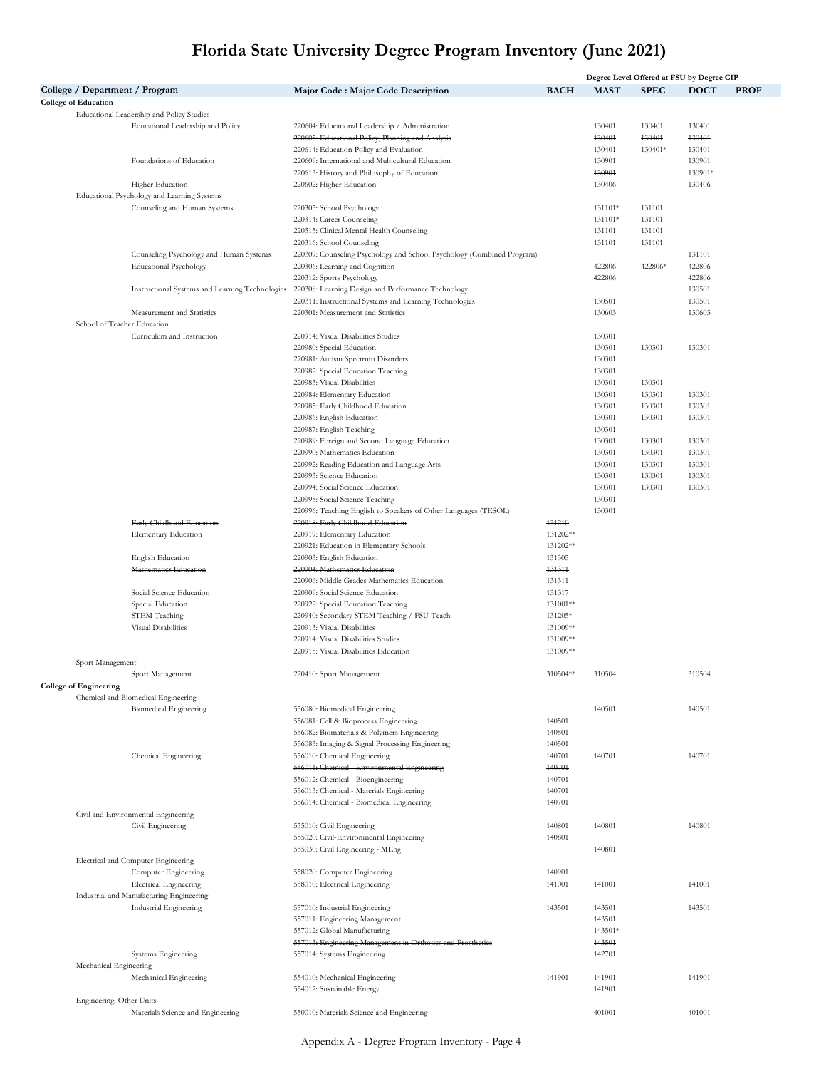# Florida State University Degree Program Inventory (June 2021)

| College / Department / Program | Major Code : Major Code Description | BACH | MAST | SPEC | DOCT | PROF |
|---|---|---|---|---|---|---|
| | | Degree Level Offered at FSU by Degree CIP | | | | |
| **College of Education** | | | | | | |
| Educational Leadership and Policy Studies | | | | | | |
| Educational Leadership and Policy | 220604: Educational Leadership / Administration | | 130401 | 130401 | 130401 | |
| | ~~220605: Educational Policy, Planning and Analysis~~ | | ~~130401~~ | ~~130401~~ | ~~130401~~ | |
| | 220614: Education Policy and Evaluation | | 130401 | 130401* | 130401 | |
| Foundations of Education | 220609: International and Multicultural Education | | 130901 | | 130901 | |
| | 220613: History and Philosophy of Education | | ~~130901~~ | | 130901* | |
| Higher Education | 220602: Higher Education | | 130406 | | 130406 | |
| Educational Psychology and Learning Systems | | | | | | |
| Counseling and Human Systems | 220305: School Psychology | | 131101* | 131101 | | |
| | 220314: Career Counseling | | 131101* | 131101 | | |
| | 220315: Clinical Mental Health Counseling | | ~~131101~~ | 131101 | | |
| | 220316: School Counseling | | 131101 | 131101 | | |
| Counseling Psychology and Human Systems | 220309: Counseling Psychology and School Psychology (Combined Program) | | | | 131101 | |
| Educational Psychology | 220306: Learning and Cognition | | 422806 | 422806* | 422806 | |
| | 220312: Sports Psychology | | 422806 | | 422806 | |
| Instructional Systems and Learning Technologies | 220308: Learning Design and Performance Technology | | | | 130501 | |
| | 220311: Instructional Systems and Learning Technologies | | 130501 | | 130501 | |
| Measurement and Statistics | 220301: Measurement and Statistics | | 130603 | | 130603 | |
| School of Teacher Education | | | | | | |
| Curriculum and Instruction | 220914: Visual Disabilities Studies | | 130301 | | | |
| | 220980: Special Education | | 130301 | 130301 | 130301 | |
| | 220981: Autism Spectrum Disorders | | 130301 | | | |
| | 220982: Special Education Teaching | | 130301 | | | |
| | 220983: Visual Disabilities | | 130301 | 130301 | | |
| | 220984: Elementary Education | | 130301 | 130301 | 130301 | |
| | 220985: Early Childhood Education | | 130301 | 130301 | 130301 | |
| | 220986: English Education | | 130301 | 130301 | 130301 | |
| | 220987: English Teaching | | 130301 | | | |
| | 220989: Foreign and Second Language Education | | 130301 | 130301 | 130301 | |
| | 220990: Mathematics Education | | 130301 | 130301 | 130301 | |
| | 220992: Reading Education and Language Arts | | 130301 | 130301 | 130301 | |
| | 220993: Science Education | | 130301 | 130301 | 130301 | |
| | 220994: Social Science Education | | 130301 | 130301 | 130301 | |
| | 220995: Social Science Teaching | | 130301 | | | |
| | 220996: Teaching English to Speakers of Other Languages (TESOL) | | 130301 | | | |
| ~~Early Childhood Education~~ | ~~220918: Early Childhood Education~~ | ~~131210~~ | | | | |
| Elementary Education | 220919: Elementary Education | 131202** | | | | |
| | 220921: Education in Elementary Schools | 131202** | | | | |
| English Education | 220903: English Education | 131305 | | | | |
| ~~Mathematics Education~~ | ~~220904: Mathematics Education~~ | ~~131311~~ | | | | |
| | ~~220906: Middle Grades Mathematics Education~~ | ~~131311~~ | | | | |
| Social Science Education | 220909: Social Science Education | 131317 | | | | |
| Special Education | 220922: Special Education Teaching | 131001** | | | | |
| STEM Teaching | 220940: Secondary STEM Teaching / FSU-Teach | 131205* | | | | |
| Visual Disabilities | 220913: Visual Disabilities | 131009** | | | | |
| | 220914: Visual Disabilities Studies | 131009** | | | | |
| | 220915: Visual Disabilities Education | 131009** | | | | |
| Sport Management | | | | | | |
| Sport Management | 220410: Sport Management | 310504** | 310504 | | 310504 | |
| **College of Engineering** | | | | | | |
| Chemical and Biomedical Engineering | | | | | | |
| Biomedical Engineering | 556080: Biomedical Engineering | | 140501 | | 140501 | |
| | 556081: Cell & Bioprocess Engineering | 140501 | | | | |
| | 556082: Biomaterials & Polymers Engineering | 140501 | | | | |
| | 556083: Imaging & Signal Processing Engineering | 140501 | | | | |
| Chemical Engineering | 556010: Chemical Engineering | 140701 | 140701 | | 140701 | |
| | ~~556011: Chemical - Environmental Engineering~~ | ~~140701~~ | | | | |
| | ~~556012: Chemical - Bioengineering~~ | ~~140701~~ | | | | |
| | 556013: Chemical - Materials Engineering | 140701 | | | | |
| | 556014: Chemical - Biomedical Engineering | 140701 | | | | |
| Civil and Environmental Engineering | | | | | | |
| Civil Engineering | 555010: Civil Engineering | 140801 | 140801 | | 140801 | |
| | 555020: Civil-Environmental Engineering | 140801 | | | | |
| | 555030: Civil Engineering - MEng | | 140801 | | | |
| Electrical and Computer Engineering | | | | | | |
| Computer Engineering | 558020: Computer Engineering | 140901 | | | | |
| Electrical Engineering | 558010: Electrical Engineering | 141001 | 141001 | | 141001 | |
| Industrial and Manufacturing Engineering | | | | | | |
| Industrial Engineering | 557010: Industrial Engineering | 143501 | 143501 | | 143501 | |
| | 557011: Engineering Management | | 143501 | | | |
| | 557012: Global Manufacturing | | 143501* | | | |
| | ~~557013: Engineering Management in Orthotics and Prosthetics~~ | | ~~143501~~ | | | |
| Systems Engineering | 557014: Systems Engineering | | 142701 | | | |
| Mechanical Engineering | | | | | | |
| Mechanical Engineering | 554010: Mechanical Engineering | 141901 | 141901 | | 141901 | |
| | 554012: Sustainable Energy | | 141901 | | | |
| Engineering, Other Units | | | | | | |
| Materials Science and Engineering | 550010: Materials Science and Engineering | | 401001 | | 401001 | |

Appendix A - Degree Program Inventory - Page 4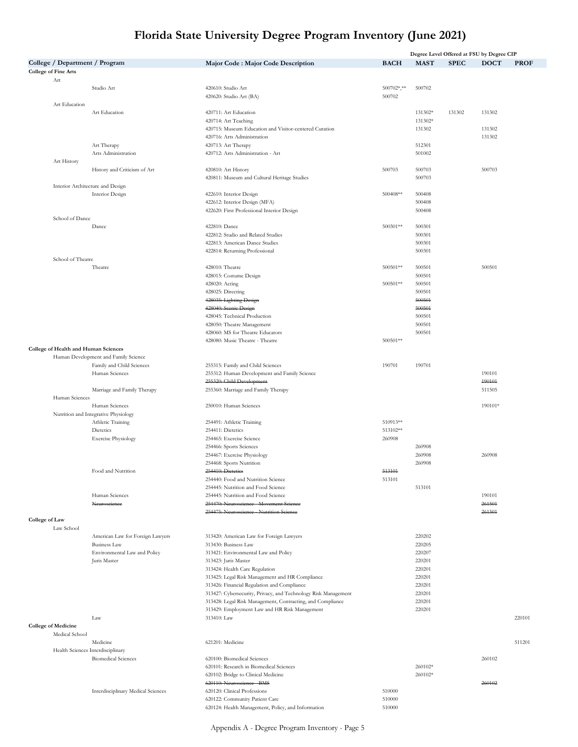# Florida State University Degree Program Inventory (June 2021)

| College / Department / Program | | | Major Code : Major Code Description | BACH | MAST | SPEC | DOCT | PROF |
|---|---|---|---|---|---|---|---|---|
| | | | | Degree Level Offered at FSU by Degree CIP | | | | |
| **College of Fine Arts** | | | | | | | | |
| | Art | | | | | | | |
| | | Studio Art | 420610: Studio Art | 500702*,** | 500702 | | | |
| | | | 420620: Studio Art (BA) | 500702 | | | | |
| | Art Education | | | | | | | |
| | | Art Education | 420711: Art Education | | 131302* | 131302 | 131302 | |
| | | | 420714: Art Teaching | | 131302* | | | |
| | | | 420715: Museum Education and Visitor-centered Curation | | 131302 | | 131302 | |
| | | | 420716: Arts Administration | | | | 131302 | |
| | | Art Therapy | 420713: Art Therapy | | 512301 | | | |
| | | Arts Administration | 420712: Arts Administration - Art | | 501002 | | | |
| | Art History | | | | | | | |
| | | History and Criticism of Art | 420810: Art History | 500703 | 500703 | | 500703 | |
| | | | 420811: Museum and Cultural Heritage Studies | | 500703 | | | |
| | Interior Architecture and Design | | | | | | | |
| | | Interior Design | 422610: Interior Design | 500408** | 500408 | | | |
| | | | 422612: Interior Design (MFA) | | 500408 | | | |
| | | | 422620: First Professional Interior Design | | 500408 | | | |
| | School of Dance | | | | | | | |
| | | Dance | 422810: Dance | 500301** | 500301 | | | |
| | | | 422812: Studio and Related Studies | | 500301 | | | |
| | | | 422813: American Dance Studies | | 500301 | | | |
| | | | 422814: Returning Professional | | 500301 | | | |
| | School of Theatre | | | | | | | |
| | | Theatre | 428010: Theatre | 500501** | 500501 | | 500501 | |
| | | | 428015: Costume Design | | 500501 | | | |
| | | | 428020: Acting | 500501** | 500501 | | | |
| | | | 428025: Directing | | 500501 | | | |
| | | | ~~428035: Lighting Design~~ | | ~~500501~~ | | | |
| | | | ~~428040: Scenic Design~~ | | ~~500501~~ | | | |
| | | | 428045: Technical Production | | 500501 | | | |
| | | | 428050: Theatre Management | | 500501 | | | |
| | | | 428060: MS for Theatre Educators | | 500501 | | | |
| | | | 428080: Music Theatre - Theatre | 500501** | | | | |
| **College of Health and Human Sciences** | | | | | | | | |
| | Human Development and Family Science | | | | | | | |
| | | Family and Child Sciences | 255315: Family and Child Sciences | 190701 | 190701 | | | |
| | | Human Sciences | 255312: Human Development and Family Science | | | | 190101 | |
| | | | ~~255320: Child Development~~ | | | | ~~190101~~ | |
| | | Marriage and Family Therapy | 255360: Marriage and Family Therapy | | | | 511505 | |
| | Human Sciences | | | | | | | |
| | | Human Sciences | 250010: Human Sciences | | | | 190101* | |
| | Nutrition and Integrative Physiology | | | | | | | |
| | | Athletic Training | 254491: Athletic Training | 510913** | | | | |
| | | Dietetics | 254411: Dietetics | 513102** | | | | |
| | | Exercise Physiology | 254465: Exercise Science | 260908 | | | | |
| | | | 254466: Sports Sciences | | 260908 | | | |
| | | | 254467: Exercise Physiology | | 260908 | | 260908 | |
| | | | 254468: Sports Nutrition | | 260908 | | | |
| | | Food and Nutrition | ~~254410: Dietetics~~ | ~~513101~~ | | | | |
| | | | 254440: Food and Nutrition Science | 513101 | | | | |
| | | | 254445: Nutrition and Food Science | | 513101 | | | |
| | | Human Sciences | 254445: Nutrition and Food Science | | | | 190101 | |
| | | ~~Neuroscience~~ | ~~254470: Neuroscience - Movement Science~~ | | | | ~~261501~~ | |
| | | | ~~254475: Neuroscience - Nutrition Science~~ | | | | ~~261501~~ | |
| **College of Law** | | | | | | | | |
| | Law School | | | | | | | |
| | | American Law for Foreign Lawyers | 313420: American Law for Foreign Lawyers | | 220202 | | | |
| | | Business Law | 313430: Business Law | | 220205 | | | |
| | | Environmental Law and Policy | 313421: Environmental Law and Policy | | 220207 | | | |
| | | Juris Master | 313423: Juris Master | | 220201 | | | |
| | | | 313424: Health Care Regulation | | 220201 | | | |
| | | | 313425: Legal Risk Management and HR Compliance | | 220201 | | | |
| | | | 313426: Financial Regulation and Compliance | | 220201 | | | |
| | | | 313427: Cybersecurity, Privacy, and Technology Risk Management | | 220201 | | | |
| | | | 313428: Legal Risk Management, Contracting, and Compliance | | 220201 | | | |
| | | | 313429: Employment Law and HR Risk Management | | 220201 | | | |
| | | Law | 313410: Law | | | | | 220101 |
| **College of Medicine** | | | | | | | | |
| | Medical School | | | | | | | |
| | | Medicine | 621201: Medicine | | | | | 511201 |
| | Health Sciences Interdisciplinary | | | | | | | |
| | | Biomedical Sciences | 620100: Biomedical Sciences | | | | 260102 | |
| | | | 620101: Research in Biomedical Sciences | | 260102* | | | |
| | | | 620102: Bridge to Clinical Medicine | | 260102* | | | |
| | | | ~~620110: Neuroscience - BMS~~ | | | | ~~260102~~ | |
| | | Interdisciplinary Medical Sciences | 620120: Clinical Professions | 510000 | | | | |
| | | | 620122: Community Patient Care | 510000 | | | | |
| | | | 620124: Health Management, Policy, and Information | 510000 | | | | |

Appendix A - Degree Program Inventory - Page 5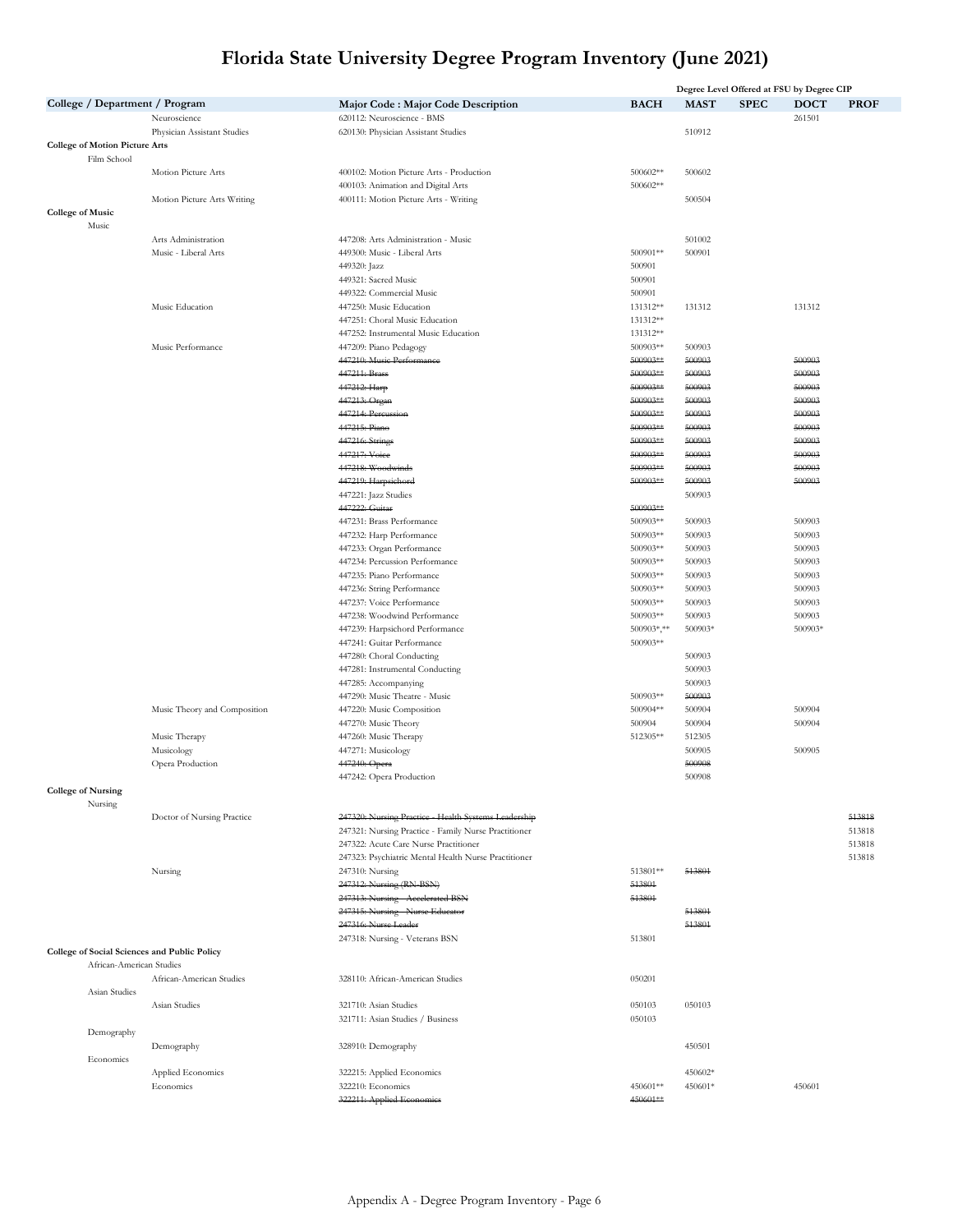# Florida State University Degree Program Inventory (June 2021)

| College / Department / Program | | | Major Code : Major Code Description | BACH | MAST | SPEC | DOCT | PROF |
|---|---|---|---|---|---|---|---|---|
| | | | | Degree Level Offered at FSU by Degree CIP | | | | |
| | | Neuroscience | 620112: Neuroscience - BMS | | | | 261501 | |
| | | Physician Assistant Studies | 620130: Physician Assistant Studies | | 510912 | | | |
| **College of Motion Picture Arts** | | | | | | | | |
| | Film School | | | | | | | |
| | | Motion Picture Arts | 400102: Motion Picture Arts - Production | 500602** | 500602 | | | |
| | | | 400103: Animation and Digital Arts | 500602** | | | | |
| | | Motion Picture Arts Writing | 400111: Motion Picture Arts - Writing | | 500504 | | | |
| **College of Music** | | | | | | | | |
| | Music | | | | | | | |
| | | Arts Administration | 447208: Arts Administration - Music | | 501002 | | | |
| | | Music - Liberal Arts | 449300: Music - Liberal Arts | 500901** | 500901 | | | |
| | | | 449320: Jazz | 500901 | | | | |
| | | | 449321: Sacred Music | 500901 | | | | |
| | | | 449322: Commercial Music | 500901 | | | | |
| | | Music Education | 447250: Music Education | 131312** | 131312 | | 131312 | |
| | | | 447251: Choral Music Education | 131312** | | | | |
| | | | 447252: Instrumental Music Education | 131312** | | | | |
| | | Music Performance | 447209: Piano Pedagogy | 500903** | 500903 | | | |
| | | | ~~447210: Music Performance~~ | ~~500903**~~ | ~~500903~~ | | ~~500903~~ | |
| | | | ~~447211: Brass~~ | ~~500903**~~ | ~~500903~~ | | ~~500903~~ | |
| | | | ~~447212: Harp~~ | ~~500903**~~ | ~~500903~~ | | ~~500903~~ | |
| | | | ~~447213: Organ~~ | ~~500903**~~ | ~~500903~~ | | ~~500903~~ | |
| | | | ~~447214: Percussion~~ | ~~500903**~~ | ~~500903~~ | | ~~500903~~ | |
| | | | ~~447215: Piano~~ | ~~500903**~~ | ~~500903~~ | | ~~500903~~ | |
| | | | ~~447216: Strings~~ | ~~500903**~~ | ~~500903~~ | | ~~500903~~ | |
| | | | ~~447217: Voice~~ | ~~500903**~~ | ~~500903~~ | | ~~500903~~ | |
| | | | ~~447218: Woodwinds~~ | ~~500903**~~ | ~~500903~~ | | ~~500903~~ | |
| | | | ~~447219: Harpsichord~~ | ~~500903**~~ | ~~500903~~ | | ~~500903~~ | |
| | | | 447221: Jazz Studies | | 500903 | | | |
| | | | ~~447222: Guitar~~ | ~~500903**~~ | | | | |
| | | | 447231: Brass Performance | 500903** | 500903 | | 500903 | |
| | | | 447232: Harp Performance | 500903** | 500903 | | 500903 | |
| | | | 447233: Organ Performance | 500903** | 500903 | | 500903 | |
| | | | 447234: Percussion Performance | 500903** | 500903 | | 500903 | |
| | | | 447235: Piano Performance | 500903** | 500903 | | 500903 | |
| | | | 447236: String Performance | 500903** | 500903 | | 500903 | |
| | | | 447237: Voice Performance | 500903** | 500903 | | 500903 | |
| | | | 447238: Woodwind Performance | 500903** | 500903 | | 500903 | |
| | | | 447239: Harpsichord Performance | 500903*,** | 500903* | | 500903* | |
| | | | 447241: Guitar Performance | 500903** | | | | |
| | | | 447280: Choral Conducting | | 500903 | | | |
| | | | 447281: Instrumental Conducting | | 500903 | | | |
| | | | 447285: Accompanying | | 500903 | | | |
| | | | 447290: Music Theatre - Music | 500903** | ~~500903~~ | | | |
| | | Music Theory and Composition | 447220: Music Composition | 500904** | 500904 | | 500904 | |
| | | | 447270: Music Theory | 500904 | 500904 | | 500904 | |
| | | Music Therapy | 447260: Music Therapy | 512305** | 512305 | | | |
| | | Musicology | 447271: Musicology | | 500905 | | 500905 | |
| | | Opera Production | ~~447240: Opera~~ | | ~~500908~~ | | | |
| | | | 447242: Opera Production | | 500908 | | | |
| **College of Nursing** | | | | | | | | |
| | Nursing | | | | | | | |
| | | Doctor of Nursing Practice | ~~247320: Nursing Practice - Health Systems Leadership~~ | | | | | ~~513818~~ |
| | | | 247321: Nursing Practice - Family Nurse Practitioner | | | | | 513818 |
| | | | 247322: Acute Care Nurse Practitioner | | | | | 513818 |
| | | | 247323: Psychiatric Mental Health Nurse Practitioner | | | | | 513818 |
| | | Nursing | 247310: Nursing | 513801** | ~~513801~~ | | | |
| | | | ~~247312: Nursing (RN-BSN)~~ | ~~513801~~ | | | | |
| | | | ~~247313: Nursing - Accelerated BSN~~ | ~~513801~~ | | | | |
| | | | ~~247315: Nursing - Nurse Educator~~ | | ~~513801~~ | | | |
| | | | ~~247316: Nurse Leader~~ | | ~~513801~~ | | | |
| | | | 247318: Nursing - Veterans BSN | 513801 | | | | |
| **College of Social Sciences and Public Policy** | | | | | | | | |
| | African-American Studies | | | | | | | |
| | | African-American Studies | 328110: African-American Studies | 050201 | | | | |
| | Asian Studies | | | | | | | |
| | | Asian Studies | 321710: Asian Studies | 050103 | 050103 | | | |
| | | | 321711: Asian Studies / Business | 050103 | | | | |
| | Demography | | | | | | | |
| | | Demography | 328910: Demography | | 450501 | | | |
| | Economics | | | | | | | |
| | | Applied Economics | 322215: Applied Economics | | 450602* | | | |
| | | Economics | 322210: Economics | 450601** | 450601* | | 450601 | |
| | | | ~~322211: Applied Economics~~ | ~~450601**~~ | | | | |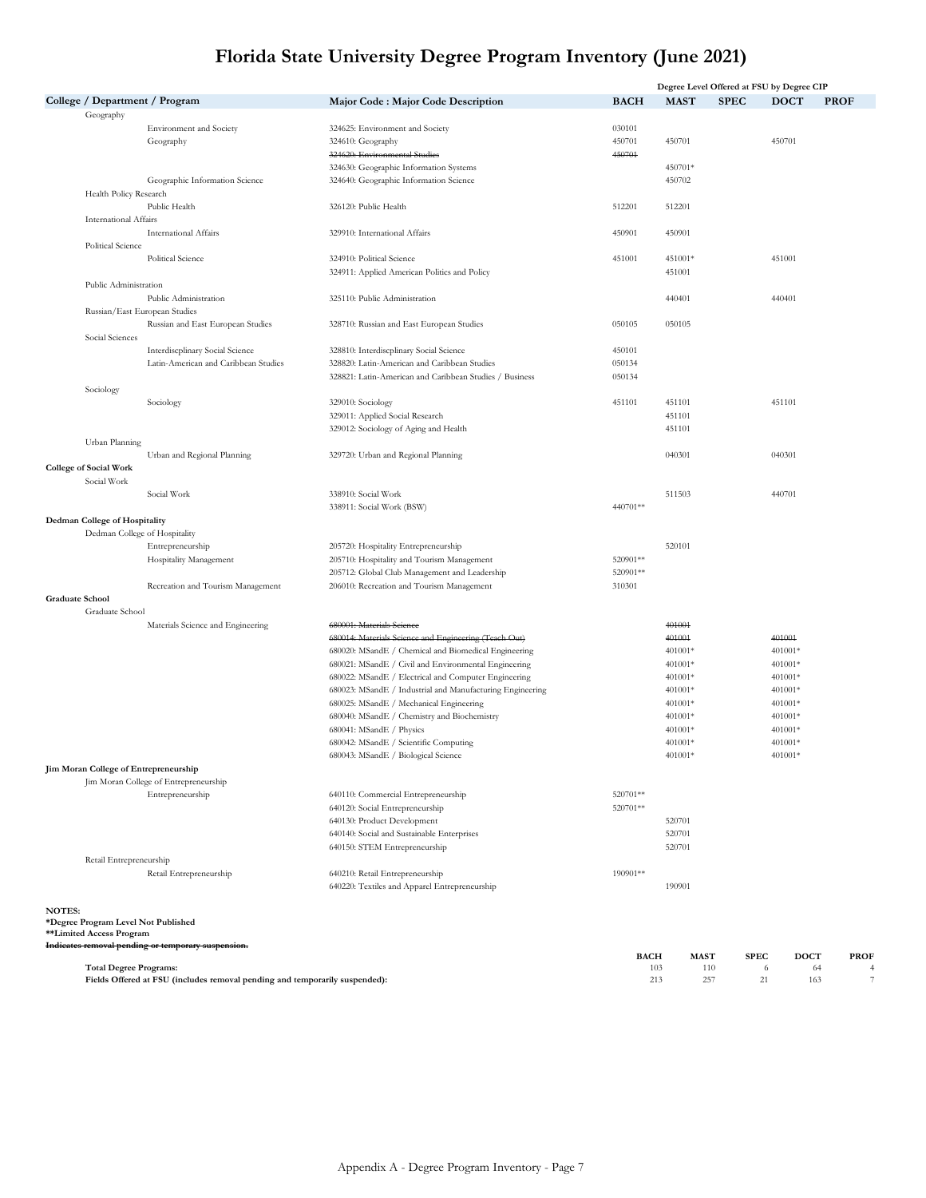# Florida State University Degree Program Inventory (June 2021)

| College / Department / Program | | | Major Code : Major Code Description | BACH | MAST | SPEC | DOCT | PROF |
|---|---|---|---|---|---|---|---|---|
| | | | | Degree Level Offered at FSU by Degree CIP | | | | |
| | Geography | | | | | | | |
| | | Environment and Society | 324625: Environment and Society | 030101 | | | | |
| | | Geography | 324610: Geography | 450701 | 450701 | | 450701 | |
| | | | ~~324620: Environmental Studies~~ | ~~450701~~ | | | | |
| | | | 324630: Geographic Information Systems | | 450701* | | | |
| | | Geographic Information Science | 324640: Geographic Information Science | | 450702 | | | |
| | Health Policy Research | | | | | | | |
| | | Public Health | 326120: Public Health | 512201 | 512201 | | | |
| | International Affairs | | | | | | | |
| | | International Affairs | 329910: International Affairs | 450901 | 450901 | | | |
| | Political Science | | | | | | | |
| | | Political Science | 324910: Political Science | 451001 | 451001* | | 451001 | |
| | | | 324911: Applied American Politics and Policy | | 451001 | | | |
| | Public Administration | | | | | | | |
| | | Public Administration | 325110: Public Administration | | 440401 | | 440401 | |
| | Russian/East European Studies | | | | | | | |
| | | Russian and East European Studies | 328710: Russian and East European Studies | 050105 | 050105 | | | |
| | Social Sciences | | | | | | | |
| | | Interdisceplinary Social Science | 328810: Interdisceplinary Social Science | 450101 | | | | |
| | | Latin-American and Caribbean Studies | 328820: Latin-American and Caribbean Studies | 050134 | | | | |
| | | | 328821: Latin-American and Caribbean Studies / Business | 050134 | | | | |
| | Sociology | | | | | | | |
| | | Sociology | 329010: Sociology | 451101 | 451101 | | 451101 | |
| | | | 329011: Applied Social Research | | 451101 | | | |
| | | | 329012: Sociology of Aging and Health | | 451101 | | | |
| | Urban Planning | | | | | | | |
| | | Urban and Regional Planning | 329720: Urban and Regional Planning | | 040301 | | 040301 | |
| **College of Social Work** | | | | | | | | |
| | Social Work | | | | | | | |
| | | Social Work | 338910: Social Work | | 511503 | | 440701 | |
| | | | 338911: Social Work (BSW) | 440701** | | | | |
| **Dedman College of Hospitality** | | | | | | | | |
| | Dedman College of Hospitality | | | | | | | |
| | | Entrepreneurship | 205720: Hospitality Entrepreneurship | | 520101 | | | |
| | | Hospitality Management | 205710: Hospitality and Tourism Management | 520901** | | | | |
| | | | 205712: Global Club Management and Leadership | 520901** | | | | |
| | | Recreation and Tourism Management | 206010: Recreation and Tourism Management | 310301 | | | | |
| **Graduate School** | | | | | | | | |
| | Graduate School | | | | | | | |
| | | Materials Science and Engineering | ~~680001: Materials Science~~ | | ~~401001~~ | | | |
| | | | ~~680014: Materials Science and Engineering (Teach-Out)~~ | | ~~401001~~ | | ~~401001~~ | |
| | | | 680020: MSandE / Chemical and Biomedical Engineering | | 401001* | | 401001* | |
| | | | 680021: MSandE / Civil and Environmental Engineering | | 401001* | | 401001* | |
| | | | 680022: MSandE / Electrical and Computer Engineering | | 401001* | | 401001* | |
| | | | 680023: MSandE / Industrial and Manufacturing Engineering | | 401001* | | 401001* | |
| | | | 680025: MSandE / Mechanical Engineering | | 401001* | | 401001* | |
| | | | 680040: MSandE / Chemistry and Biochemistry | | 401001* | | 401001* | |
| | | | 680041: MSandE / Physics | | 401001* | | 401001* | |
| | | | 680042: MSandE / Scientific Computing | | 401001* | | 401001* | |
| | | | 680043: MSandE / Biological Science | | 401001* | | 401001* | |
| **Jim Moran College of Entrepreneurship** | | | | | | | | |
| | Jim Moran College of Entrepreneurship | | | | | | | |
| | | Entrepreneurship | 640110: Commercial Entrepreneurship | 520701** | | | | |
| | | | 640120: Social Entrepreneurship | 520701** | | | | |
| | | | 640130: Product Development | | 520701 | | | |
| | | | 640140: Social and Sustainable Enterprises | | 520701 | | | |
| | | | 640150: STEM Entrepreneurship | | 520701 | | | |
| | Retail Entrepreneurship | | | | | | | |
| | | Retail Entrepreneurship | 640210: Retail Entrepreneurship | 190901** | | | | |
| | | | 640220: Textiles and Apparel Entrepreneurship | | 190901 | | | |

**NOTES:**
**\*Degree Program Level Not Published**
**\*\*Limited Access Program**
~~**Indicates removal pending or temporary suspension.**~~

| | BACH | MAST | SPEC | DOCT | PROF |
|---|---|---|---|---|---|
| **Total Degree Programs:** | 103 | 110 | 6 | 64 | 4 |
| **Fields Offered at FSU (includes removal pending and temporarily suspended):** | 213 | 257 | 21 | 163 | 7 |

Appendix A - Degree Program Inventory - Page 7